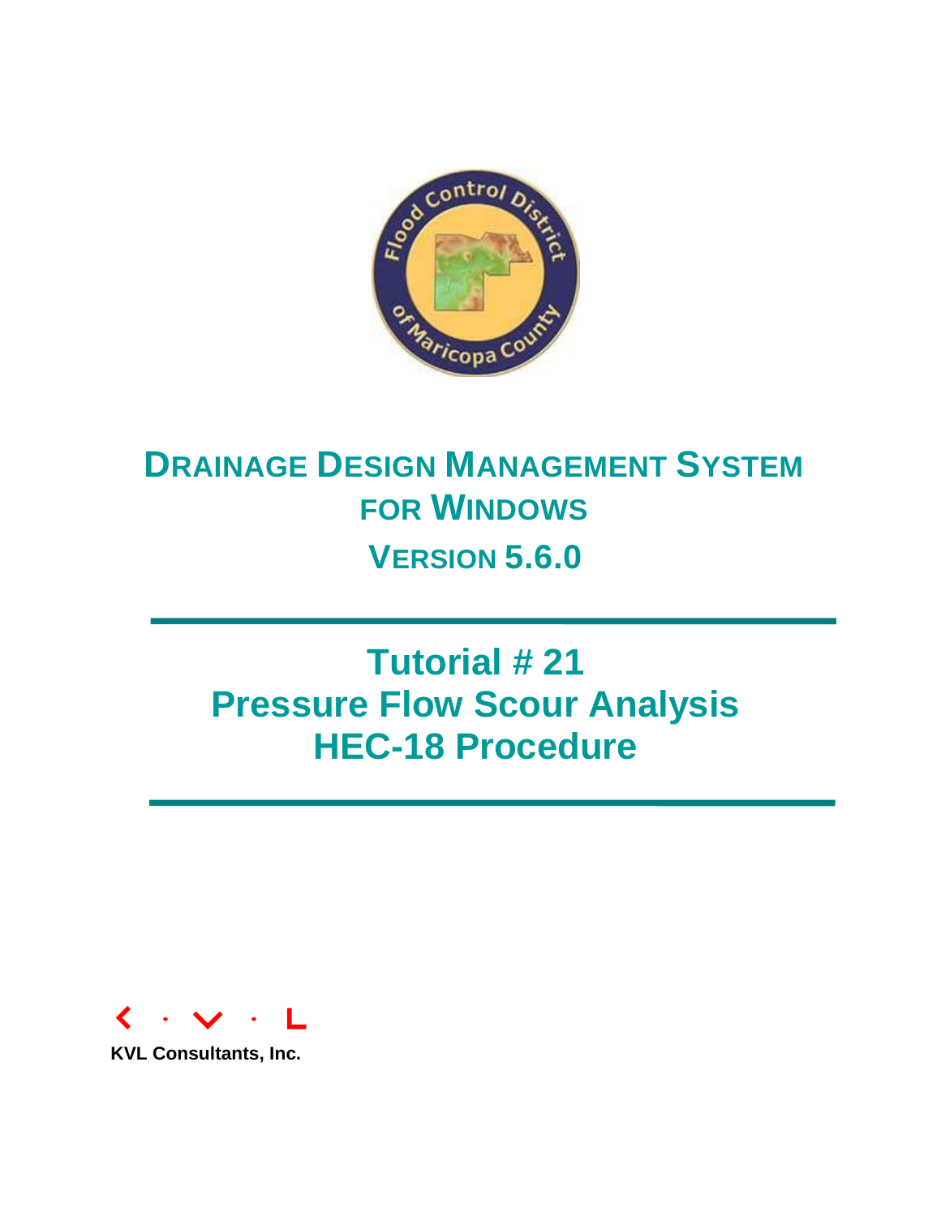# DRAINAGE DESIGN MANAGEMENT SYSTEM FOR WINDOWS

## VERSION 5.6.0

# Tutorial # 21
# Pressure Flow Scour Analysis
# HEC-18 Procedure

**KVL Consultants, Inc.**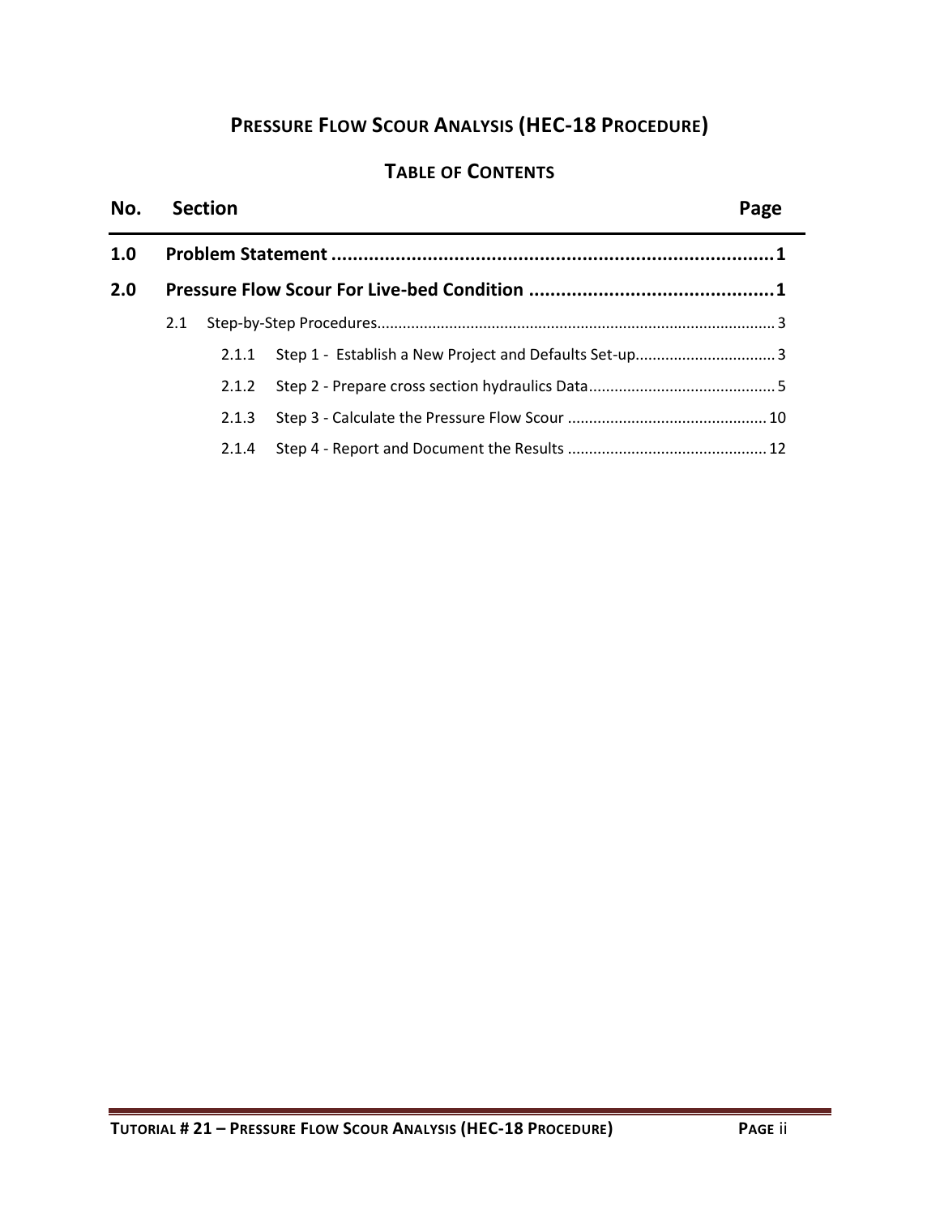# PRESSURE FLOW SCOUR ANALYSIS (HEC-18 PROCEDURE)

## TABLE OF CONTENTS

| No. | Section | Page |
|---|---|---|
| **1.0** | **Problem Statement** | **1** |
| **2.0** | **Pressure Flow Scour For Live-bed Condition** | **1** |
| 2.1 | Step-by-Step Procedures | 3 |
| 2.1.1 | Step 1 - Establish a New Project and Defaults Set-up | 3 |
| 2.1.2 | Step 2 - Prepare cross section hydraulics Data | 5 |
| 2.1.3 | Step 3 - Calculate the Pressure Flow Scour | 10 |
| 2.1.4 | Step 4 - Report and Document the Results | 12 |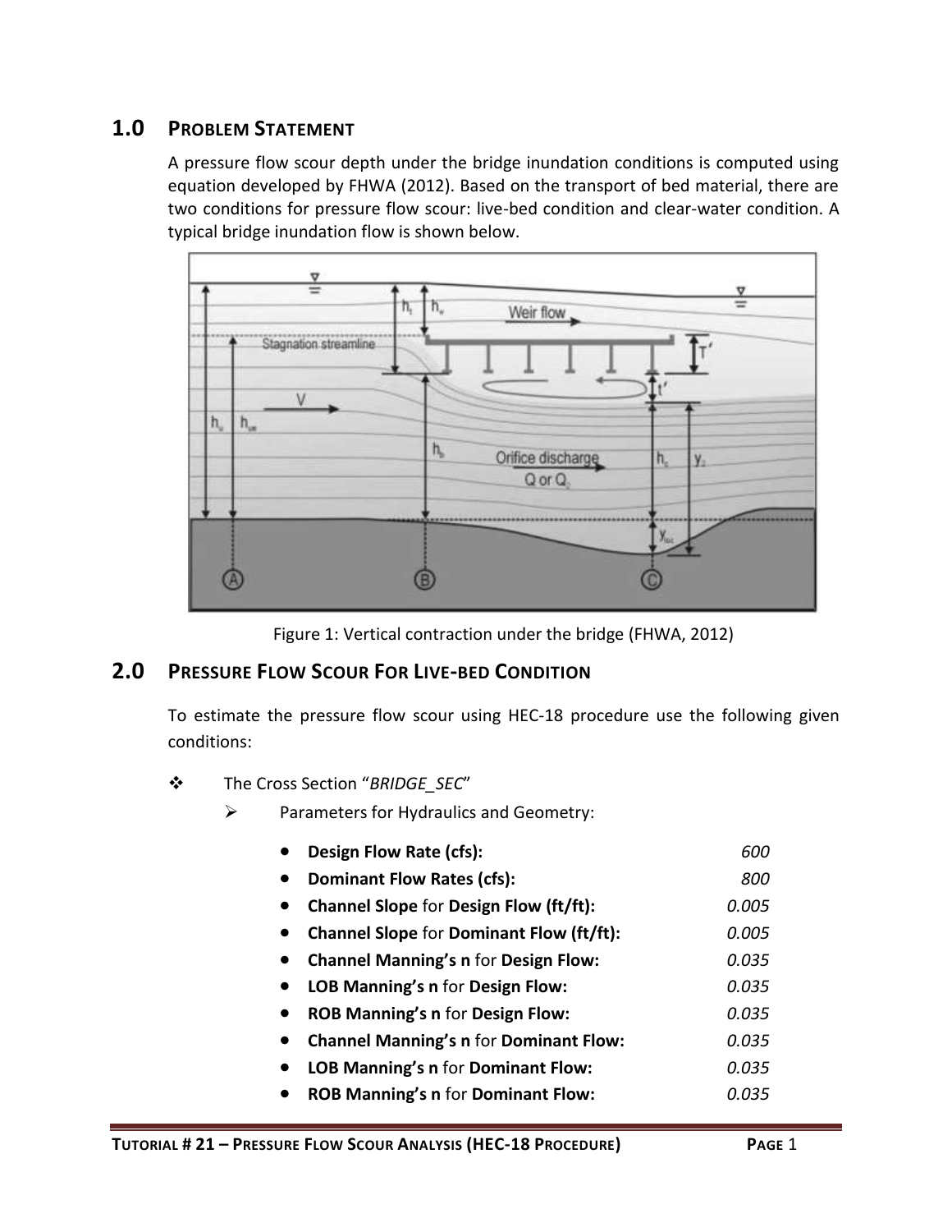## 1.0 PROBLEM STATEMENT

A pressure flow scour depth under the bridge inundation conditions is computed using equation developed by FHWA (2012). Based on the transport of bed material, there are two conditions for pressure flow scour: live-bed condition and clear-water condition. A typical bridge inundation flow is shown below.

Figure 1: Vertical contraction under the bridge (FHWA, 2012)

## 2.0 PRESSURE FLOW SCOUR FOR LIVE-BED CONDITION

To estimate the pressure flow scour using HEC-18 procedure use the following given conditions:

- The Cross Section "*BRIDGE_SEC*"
  - Parameters for Hydraulics and Geometry:
    - **Design Flow Rate (cfs):** *600*
    - **Dominant Flow Rates (cfs):** *800*
    - **Channel Slope** for **Design Flow (ft/ft):** *0.005*
    - **Channel Slope** for **Dominant Flow (ft/ft):** *0.005*
    - **Channel Manning's n** for **Design Flow:** *0.035*
    - **LOB Manning's n** for **Design Flow:** *0.035*
    - **ROB Manning's n** for **Design Flow:** *0.035*
    - **Channel Manning's n** for **Dominant Flow:** *0.035*
    - **LOB Manning's n** for **Dominant Flow:** *0.035*
    - **ROB Manning's n** for **Dominant Flow:** *0.035*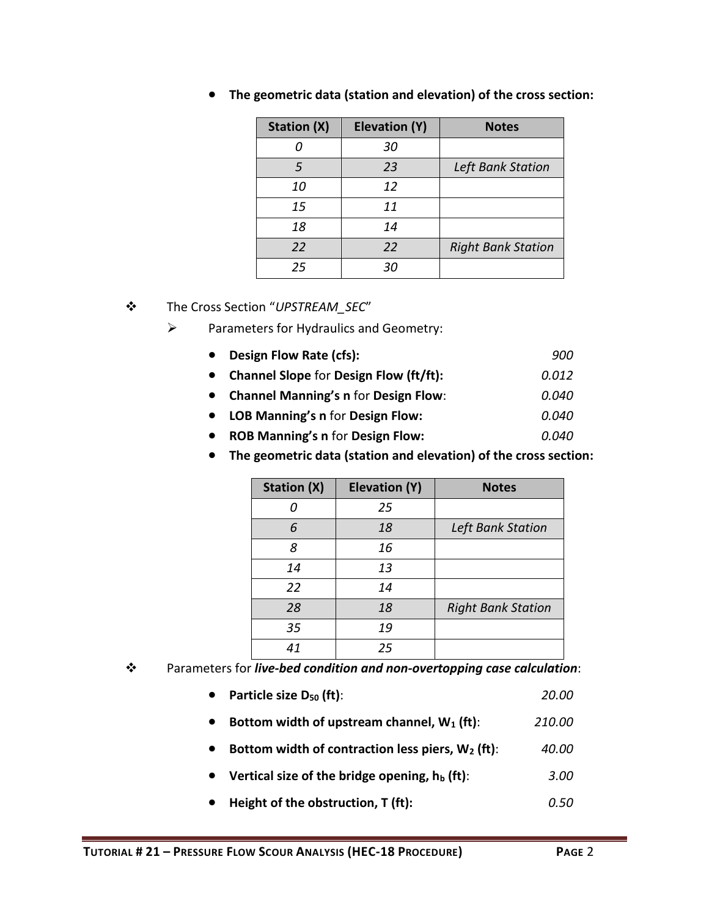- **The geometric data (station and elevation) of the cross section:**

| Station (X) | Elevation (Y) | Notes |
|---|---|---|
| *0* | *30* | |
| *5* | *23* | *Left Bank Station* |
| *10* | *12* | |
| *15* | *11* | |
| *18* | *14* | |
| *22* | *22* | *Right Bank Station* |
| *25* | *30* | |

❖ The Cross Section "*UPSTREAM_SEC*"

➢ Parameters for Hydraulics and Geometry:

- **Design Flow Rate (cfs):** *900*
- **Channel Slope** for **Design Flow (ft/ft):** *0.012*
- **Channel Manning's n** for **Design Flow**: *0.040*
- **LOB Manning's n** for **Design Flow:** *0.040*
- **ROB Manning's n** for **Design Flow:** *0.040*
- **The geometric data (station and elevation) of the cross section:**

| Station (X) | Elevation (Y) | Notes |
|---|---|---|
| *0* | *25* | |
| *6* | *18* | *Left Bank Station* |
| *8* | *16* | |
| *14* | *13* | |
| *22* | *14* | |
| *28* | *18* | *Right Bank Station* |
| *35* | *19* | |
| *41* | *25* | |

❖ Parameters for ***live-bed condition and non-overtopping case calculation***:

- **Particle size $D_{50}$ (ft)**: *20.00*
- **Bottom width of upstream channel, $W_1$ (ft)**: *210.00*
- **Bottom width of contraction less piers, $W_2$ (ft)**: *40.00*
- **Vertical size of the bridge opening, $h_b$ (ft)**: *3.00*
- **Height of the obstruction, T (ft):** *0.50*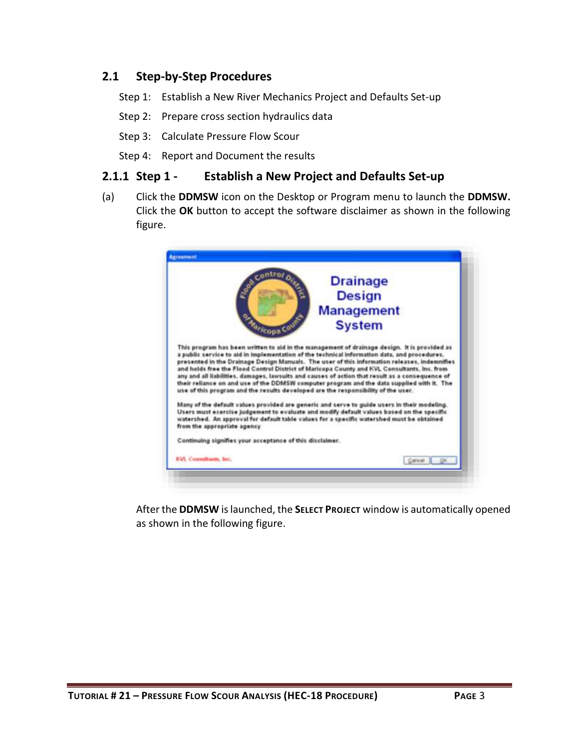## 2.1 Step-by-Step Procedures

Step 1: Establish a New River Mechanics Project and Defaults Set-up

Step 2: Prepare cross section hydraulics data

Step 3: Calculate Pressure Flow Scour

Step 4: Report and Document the results

### 2.1.1 Step 1 - Establish a New Project and Defaults Set-up

(a) Click the **DDMSW** icon on the Desktop or Program menu to launch the **DDMSW.** Click the **OK** button to accept the software disclaimer as shown in the following figure.

After the **DDMSW** is launched, the **SELECT PROJECT** window is automatically opened as shown in the following figure.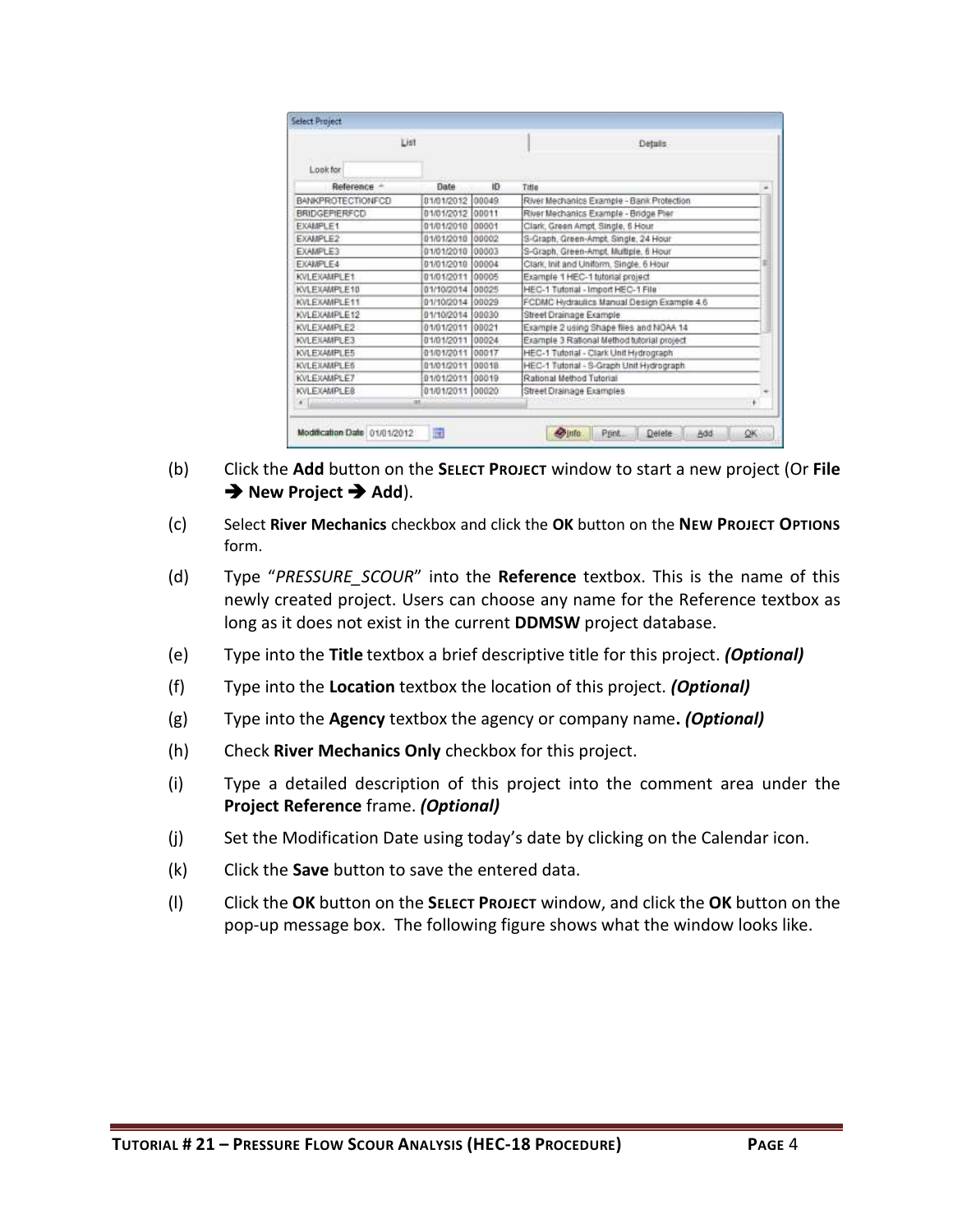(b) Click the **Add** button on the **SELECT PROJECT** window to start a new project (Or **File ➔ New Project ➔ Add**).

(c) Select **River Mechanics** checkbox and click the **OK** button on the **NEW PROJECT OPTIONS** form.

(d) Type "*PRESSURE_SCOUR*" into the **Reference** textbox. This is the name of this newly created project. Users can choose any name for the Reference textbox as long as it does not exist in the current **DDMSW** project database.

(e) Type into the **Title** textbox a brief descriptive title for this project. ***(Optional)***

(f) Type into the **Location** textbox the location of this project. ***(Optional)***

(g) Type into the **Agency** textbox the agency or company name**. *(Optional)***

(h) Check **River Mechanics Only** checkbox for this project.

(i) Type a detailed description of this project into the comment area under the **Project Reference** frame. ***(Optional)***

(j) Set the Modification Date using today's date by clicking on the Calendar icon.

(k) Click the **Save** button to save the entered data.

(l) Click the **OK** button on the **SELECT PROJECT** window, and click the **OK** button on the pop-up message box. The following figure shows what the window looks like.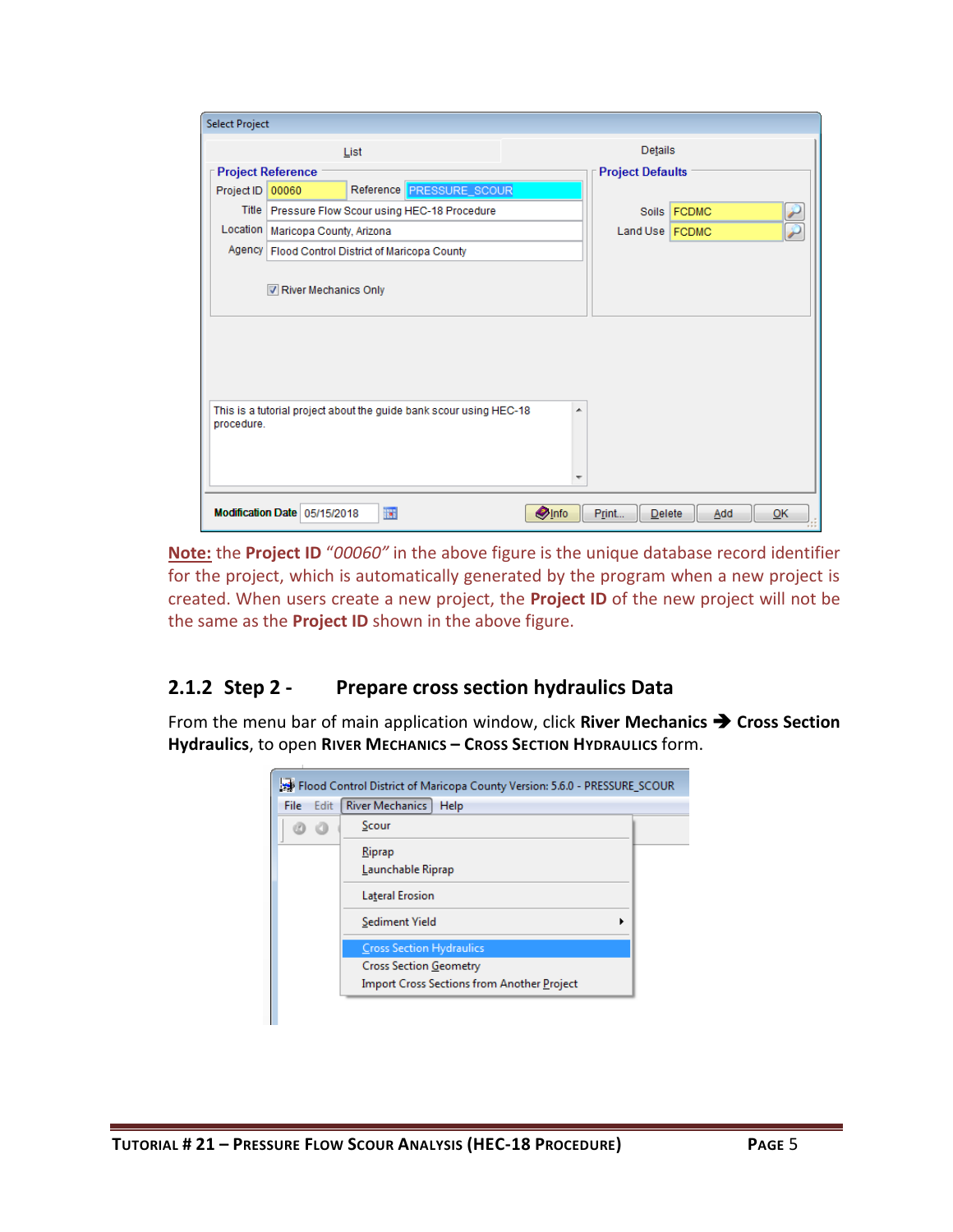**Note:** the **Project ID** *"00060"* in the above figure is the unique database record identifier for the project, which is automatically generated by the program when a new project is created. When users create a new project, the **Project ID** of the new project will not be the same as the **Project ID** shown in the above figure.

### 2.1.2 Step 2 - Prepare cross section hydraulics Data

From the menu bar of main application window, click **River Mechanics → Cross Section Hydraulics**, to open RIVER MECHANICS – CROSS SECTION HYDRAULICS form.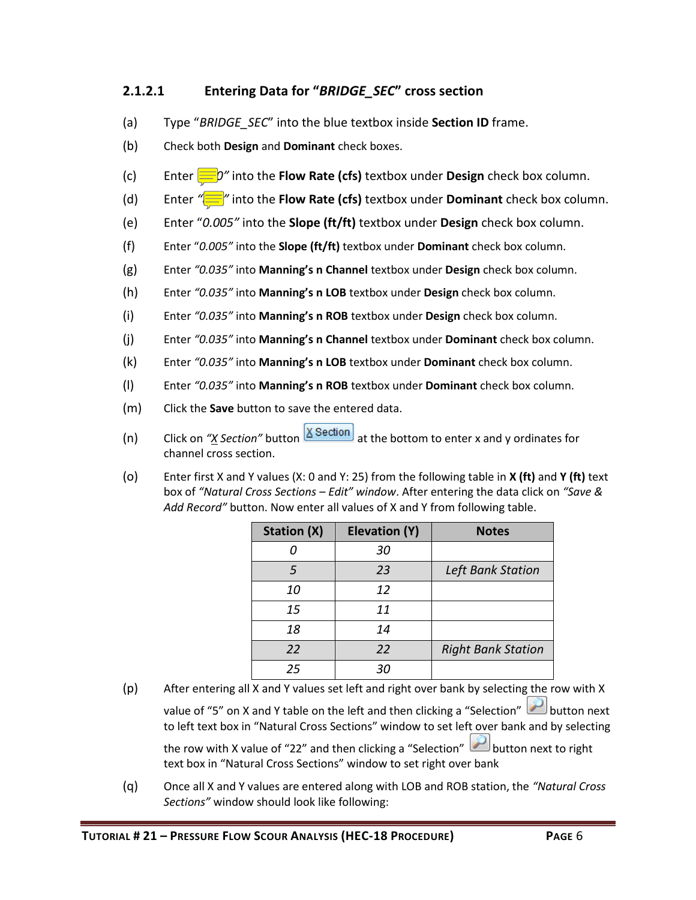### 2.1.2.1 Entering Data for "*BRIDGE_SEC*" cross section

(a) Type "*BRIDGE_SEC*" into the blue textbox inside **Section ID** frame.

(b) Check both **Design** and **Dominant** check boxes.

(c) Enter "*0"* into the **Flow Rate (cfs)** textbox under **Design** check box column.

(d) Enter "" into the **Flow Rate (cfs)** textbox under **Dominant** check box column.

(e) Enter "*0.005"* into the **Slope (ft/ft)** textbox under **Design** check box column.

(f) Enter "*0.005"* into the **Slope (ft/ft)** textbox under **Dominant** check box column.

(g) Enter *"0.035"* into **Manning's n Channel** textbox under **Design** check box column.

(h) Enter *"0.035"* into **Manning's n LOB** textbox under **Design** check box column.

(i) Enter *"0.035"* into **Manning's n ROB** textbox under **Design** check box column.

(j) Enter *"0.035"* into **Manning's n Channel** textbox under **Dominant** check box column.

(k) Enter *"0.035"* into **Manning's n LOB** textbox under **Dominant** check box column.

(l) Enter *"0.035"* into **Manning's n ROB** textbox under **Dominant** check box column.

(m) Click the **Save** button to save the entered data.

(n) Click on *"X Section"* button X Section at the bottom to enter x and y ordinates for channel cross section.

(o) Enter first X and Y values (X: 0 and Y: 25) from the following table in **X (ft)** and **Y (ft)** text box of *"Natural Cross Sections – Edit" window*. After entering the data click on *"Save & Add Record"* button. Now enter all values of X and Y from following table.

| Station (X) | Elevation (Y) | Notes |
|---|---|---|
| *0* | *30* | |
| *5* | *23* | *Left Bank Station* |
| *10* | *12* | |
| *15* | *11* | |
| *18* | *14* | |
| *22* | *22* | *Right Bank Station* |
| *25* | *30* | |

(p) After entering all X and Y values set left and right over bank by selecting the row with X value of "5" on X and Y table on the left and then clicking a "Selection" button next to left text box in "Natural Cross Sections" window to set left over bank and by selecting the row with X value of "22" and then clicking a "Selection" button next to right text box in "Natural Cross Sections" window to set right over bank

(q) Once all X and Y values are entered along with LOB and ROB station, the *"Natural Cross Sections"* window should look like following: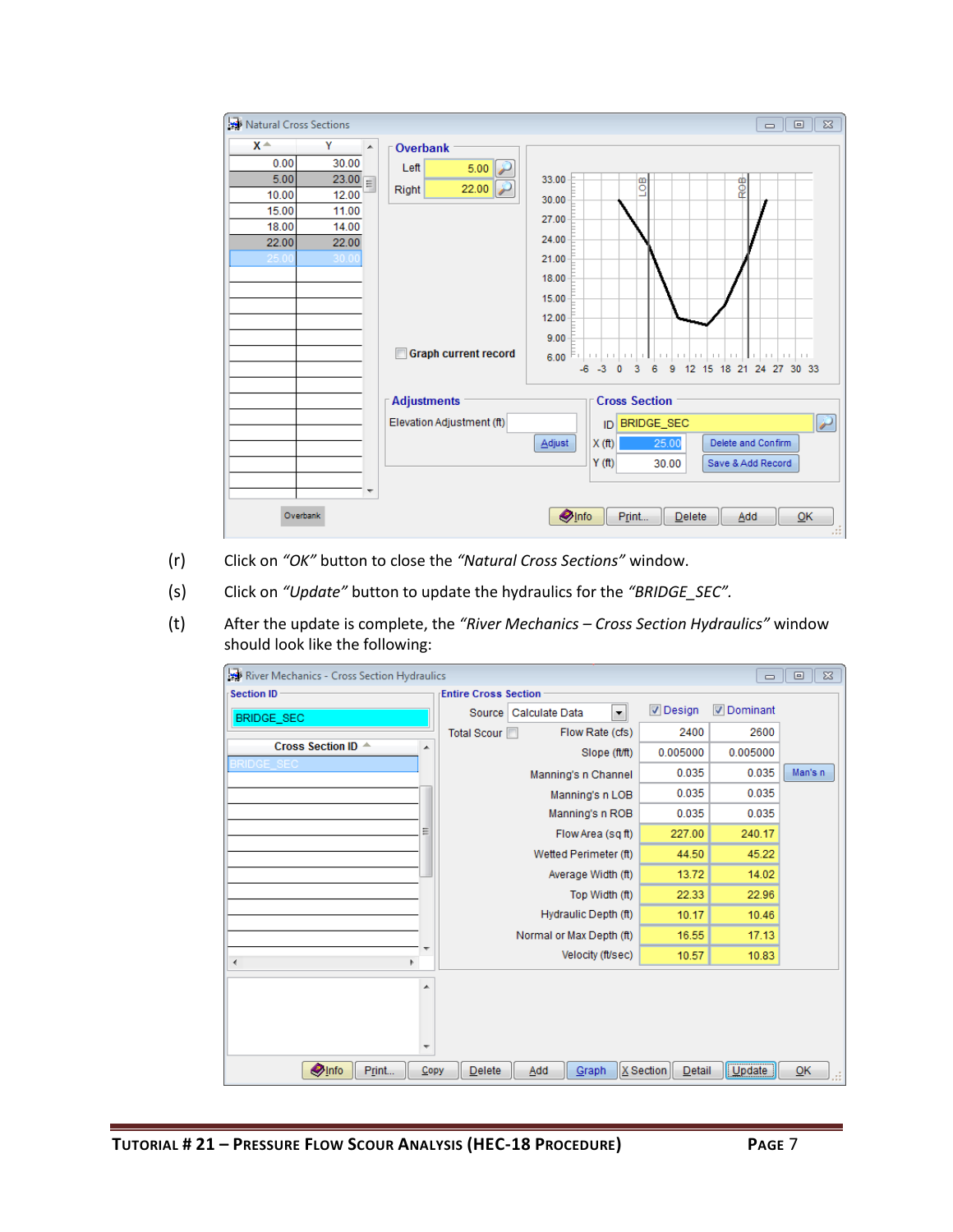(r) Click on *"OK"* button to close the *"Natural Cross Sections"* window.

(s) Click on *"Update"* button to update the hydraulics for the *"BRIDGE_SEC"*.

(t) After the update is complete, the *"River Mechanics – Cross Section Hydraulics"* window should look like the following: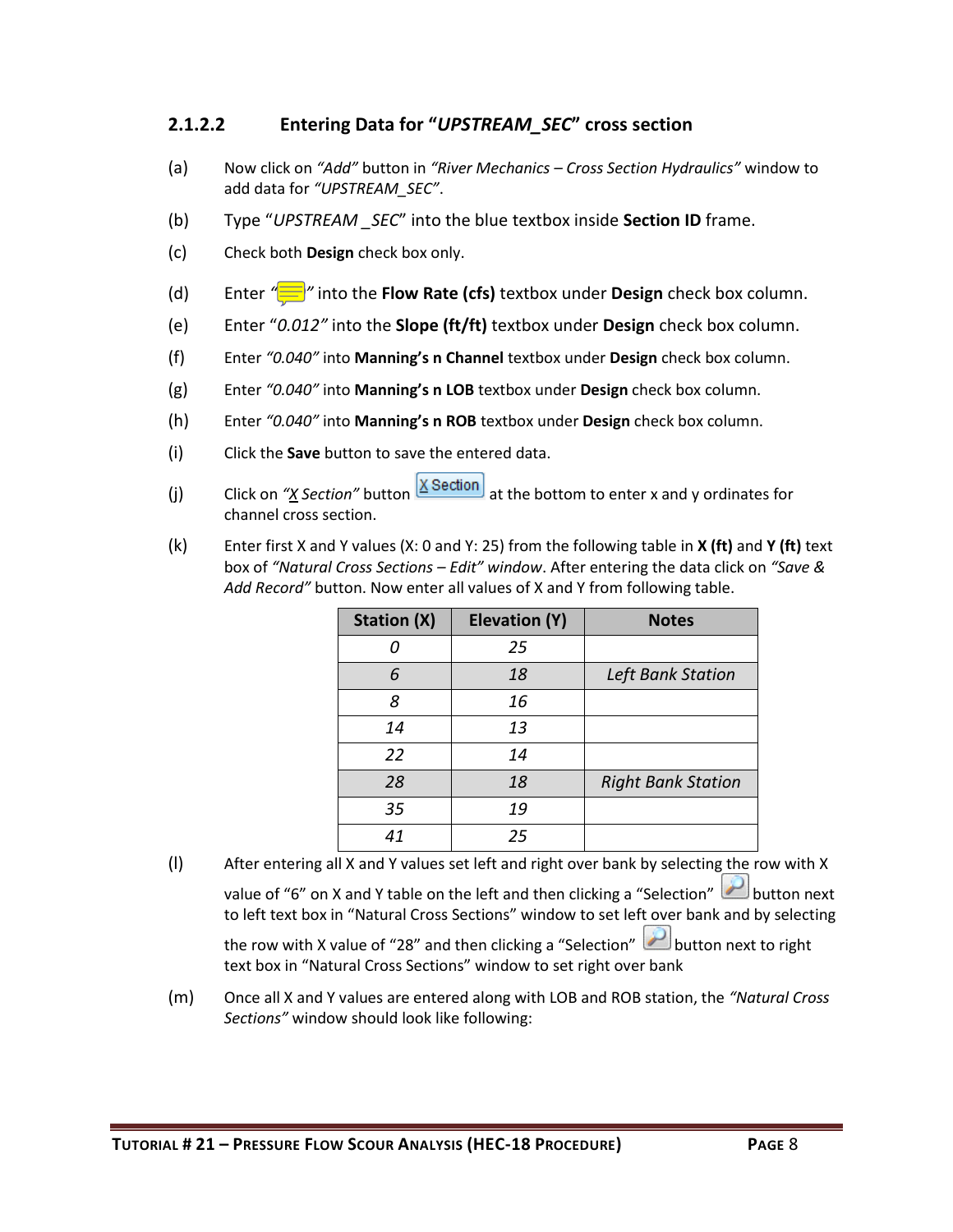### 2.1.2.2 Entering Data for "*UPSTREAM_SEC*" cross section

(a) Now click on *"Add"* button in *"River Mechanics – Cross Section Hydraulics"* window to add data for *"UPSTREAM_SEC"*.

(b) Type "*UPSTREAM _SEC*" into the blue textbox inside **Section ID** frame.

(c) Check both **Design** check box only.

(d) Enter "" into the **Flow Rate (cfs)** textbox under **Design** check box column.

(e) Enter "*0.012"* into the **Slope (ft/ft)** textbox under **Design** check box column.

(f) Enter *"0.040"* into **Manning's n Channel** textbox under **Design** check box column.

(g) Enter *"0.040"* into **Manning's n LOB** textbox under **Design** check box column.

(h) Enter *"0.040"* into **Manning's n ROB** textbox under **Design** check box column.

(i) Click the **Save** button to save the entered data.

(j) Click on *"X Section"* button at the bottom to enter x and y ordinates for channel cross section.

(k) Enter first X and Y values (X: 0 and Y: 25) from the following table in **X (ft)** and **Y (ft)** text box of *"Natural Cross Sections – Edit" window*. After entering the data click on *"Save & Add Record"* button. Now enter all values of X and Y from following table.

| Station (X) | Elevation (Y) | Notes |
|---|---|---|
| *0* | *25* | |
| *6* | *18* | *Left Bank Station* |
| *8* | *16* | |
| *14* | *13* | |
| *22* | *14* | |
| *28* | *18* | *Right Bank Station* |
| *35* | *19* | |
| *41* | *25* | |

(l) After entering all X and Y values set left and right over bank by selecting the row with X value of "6" on X and Y table on the left and then clicking a "Selection" button next to left text box in "Natural Cross Sections" window to set left over bank and by selecting the row with X value of "28" and then clicking a "Selection" button next to right text box in "Natural Cross Sections" window to set right over bank

(m) Once all X and Y values are entered along with LOB and ROB station, the *"Natural Cross Sections"* window should look like following: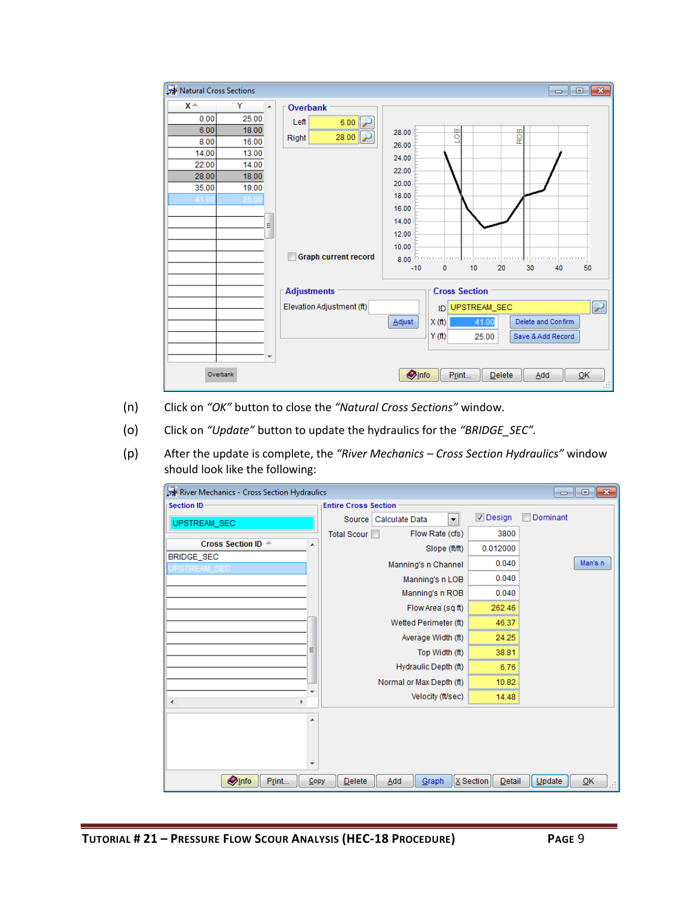(n) Click on *"OK"* button to close the *"Natural Cross Sections"* window.

(o) Click on *"Update"* button to update the hydraulics for the *"BRIDGE_SEC"*.

(p) After the update is complete, the *"River Mechanics – Cross Section Hydraulics"* window should look like the following: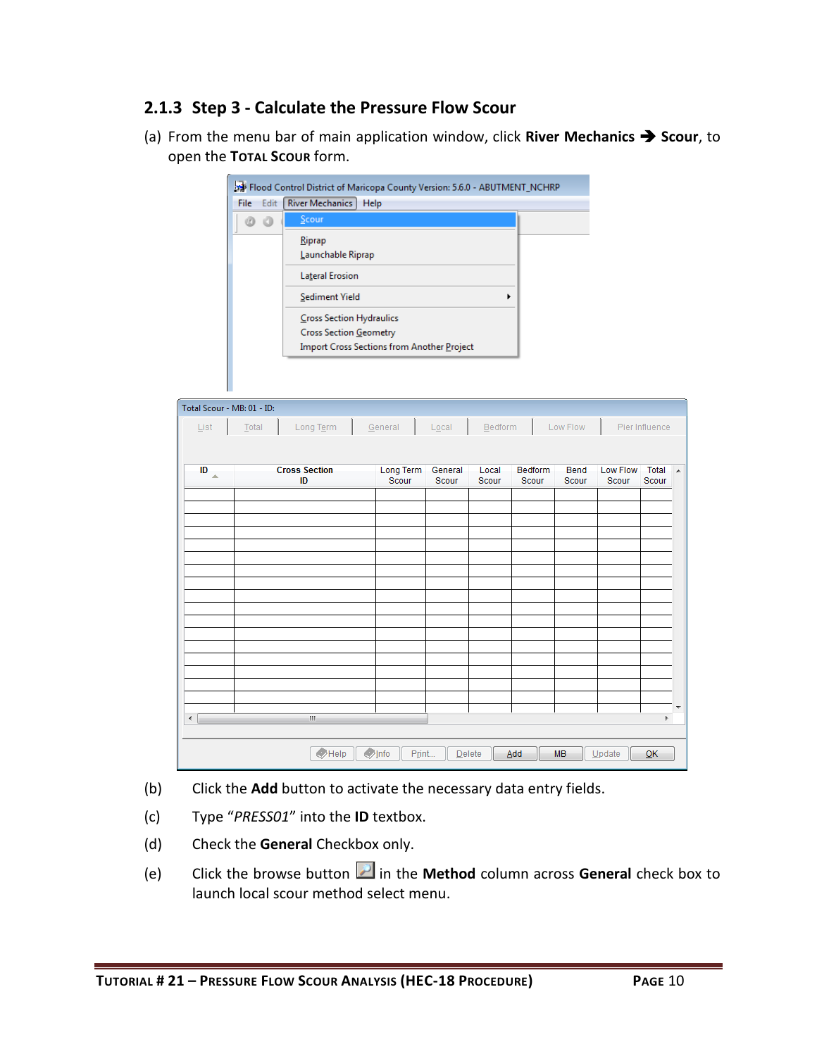### 2.1.3 Step 3 - Calculate the Pressure Flow Scour

(a) From the menu bar of main application window, click **River Mechanics** ➔ **Scour**, to open the **Total Scour** form.

(b) Click the **Add** button to activate the necessary data entry fields.

(c) Type "*PRESS01*" into the **ID** textbox.

(d) Check the **General** Checkbox only.

(e) Click the browse button in the **Method** column across **General** check box to launch local scour method select menu.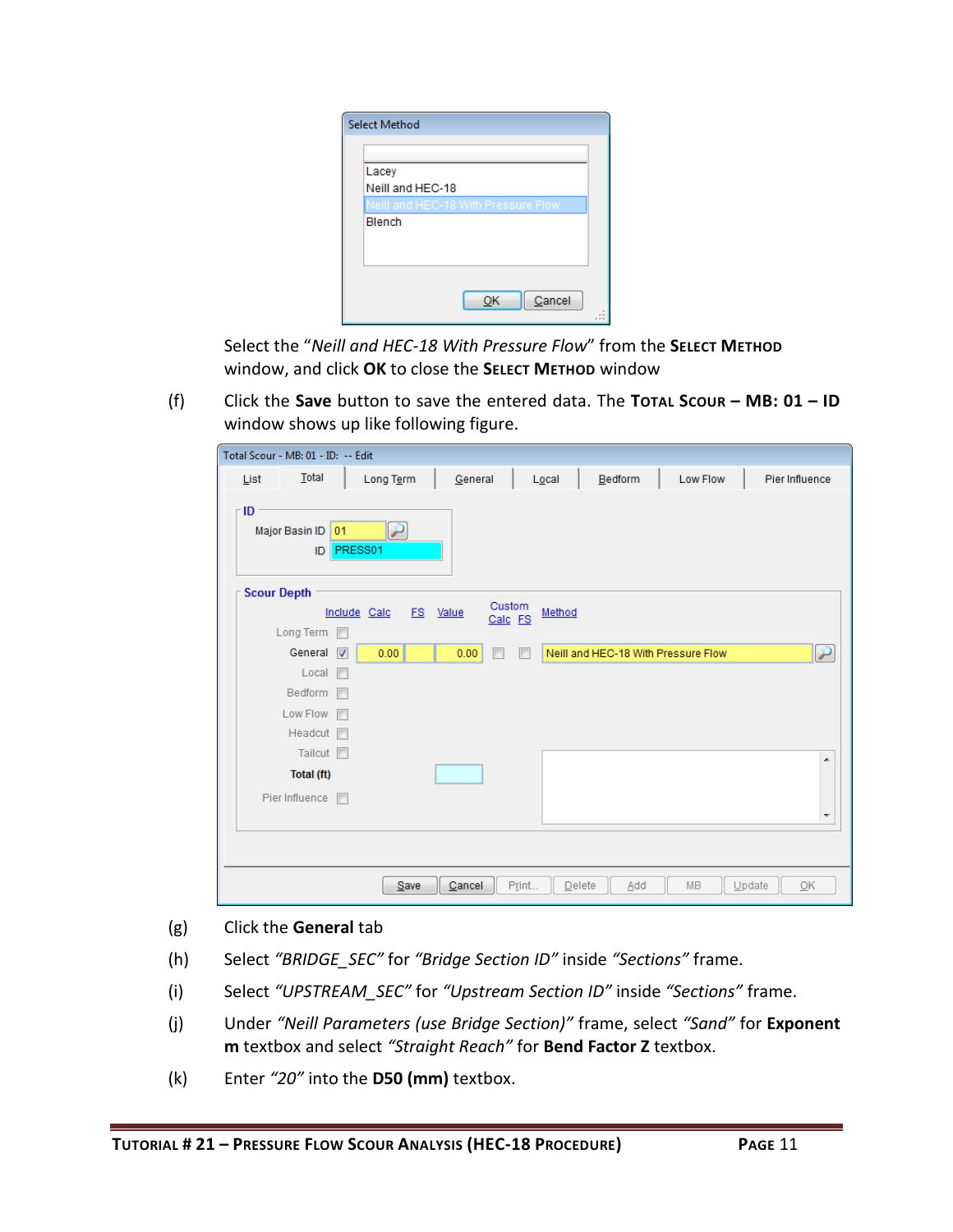Select the "*Neill and HEC-18 With Pressure Flow*" from the **SELECT METHOD** window, and click **OK** to close the **SELECT METHOD** window

(f) Click the **Save** button to save the entered data. The **TOTAL SCOUR – MB: 01 – ID** window shows up like following figure.

(g) Click the **General** tab

(h) Select *"BRIDGE_SEC"* for *"Bridge Section ID"* inside *"Sections"* frame.

(i) Select *"UPSTREAM_SEC"* for *"Upstream Section ID"* inside *"Sections"* frame.

(j) Under *"Neill Parameters (use Bridge Section)"* frame, select *"Sand"* for **Exponent m** textbox and select *"Straight Reach"* for **Bend Factor Z** textbox.

(k) Enter *"20"* into the **D50 (mm)** textbox.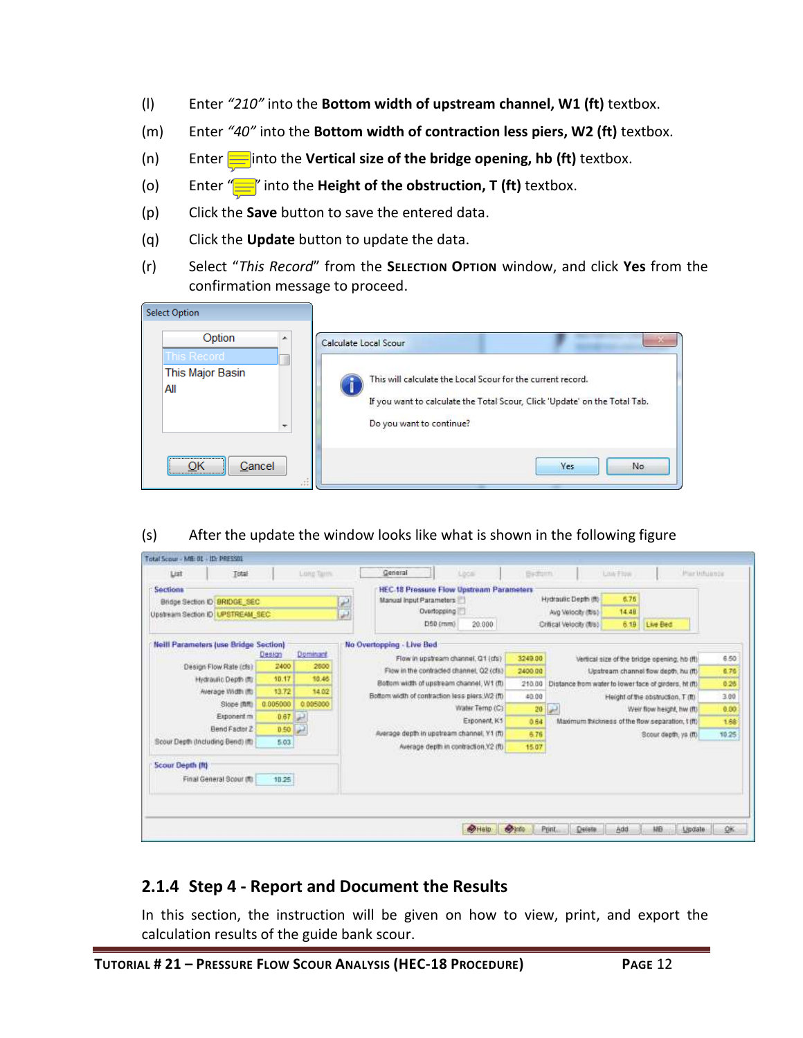(l) Enter *"210"* into the **Bottom width of upstream channel, W1 (ft)** textbox.

(m) Enter *"40"* into the **Bottom width of contraction less piers, W2 (ft)** textbox.

(n) Enter into the **Vertical size of the bridge opening, hb (ft)** textbox.

(o) Enter "" into the **Height of the obstruction, T (ft)** textbox.

(p) Click the **Save** button to save the entered data.

(q) Click the **Update** button to update the data.

(r) Select "*This Record*" from the **SELECTION OPTION** window, and click **Yes** from the confirmation message to proceed.

(s) After the update the window looks like what is shown in the following figure

### 2.1.4 Step 4 - Report and Document the Results

In this section, the instruction will be given on how to view, print, and export the calculation results of the guide bank scour.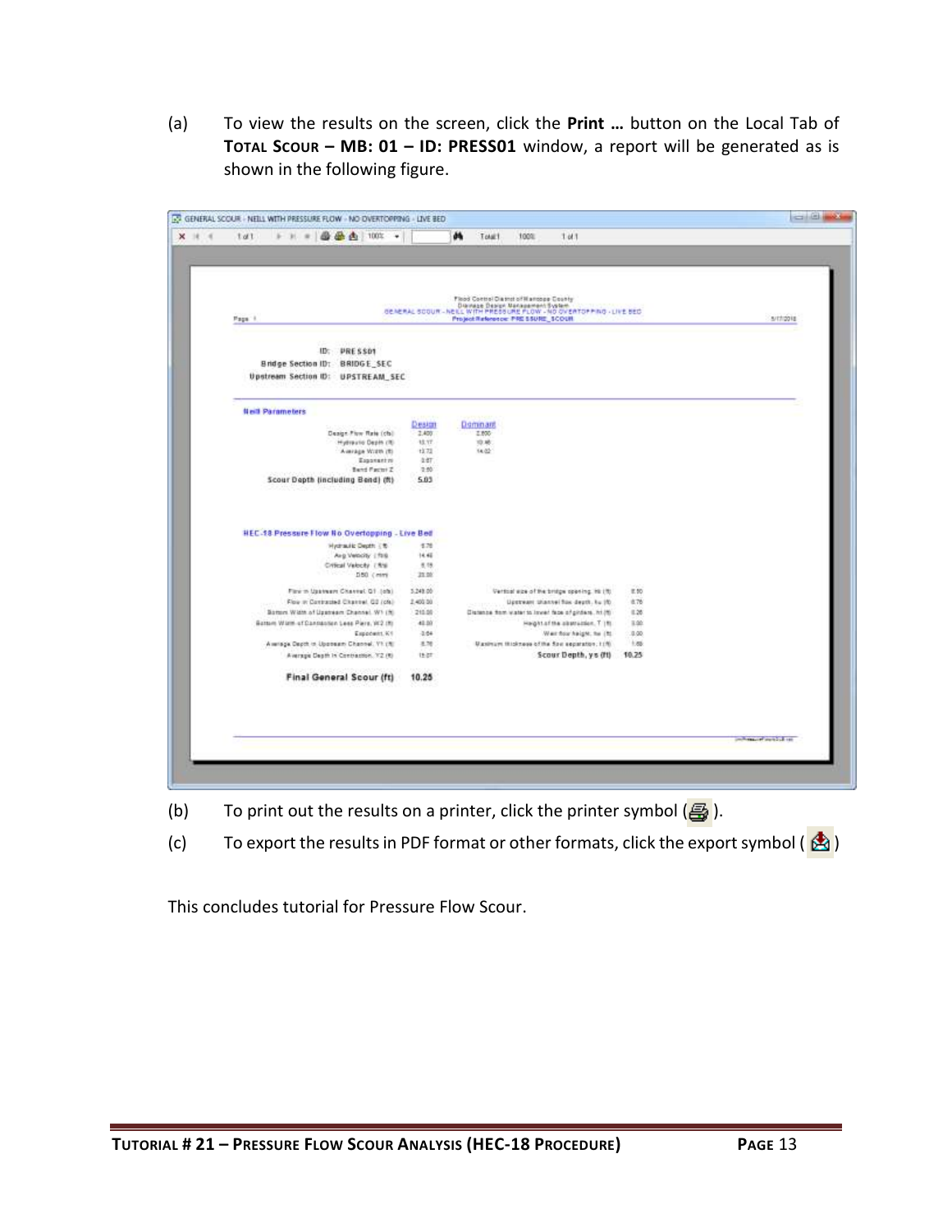(a) To view the results on the screen, click the **Print …** button on the Local Tab of **TOTAL SCOUR – MB: 01 – ID: PRESS01** window, a report will be generated as is shown in the following figure.

(b) To print out the results on a printer, click the printer symbol ( ).

(c) To export the results in PDF format or other formats, click the export symbol ( )

This concludes tutorial for Pressure Flow Scour.